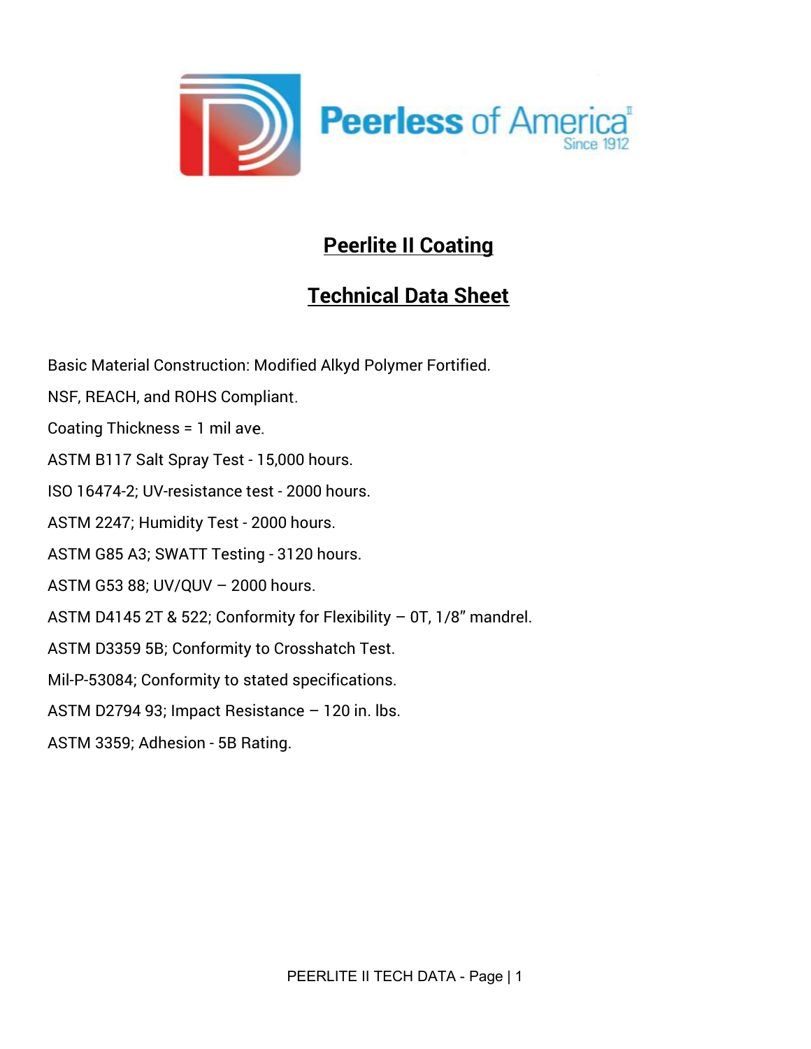Peerless of America
Since 1912

# Peerlite II Coating

## Technical Data Sheet

Basic Material Construction: Modified Alkyd Polymer Fortified.

NSF, REACH, and ROHS Compliant.

Coating Thickness = 1 mil ave.

ASTM B117 Salt Spray Test - 15,000 hours.

ISO 16474-2; UV-resistance test - 2000 hours.

ASTM 2247; Humidity Test - 2000 hours.

ASTM G85 A3; SWATT Testing - 3120 hours.

ASTM G53 88; UV/QUV – 2000 hours.

ASTM D4145 2T & 522; Conformity for Flexibility – 0T, 1/8" mandrel.

ASTM D3359 5B; Conformity to Crosshatch Test.

Mil-P-53084; Conformity to stated specifications.

ASTM D2794 93; Impact Resistance – 120 in. lbs.

ASTM 3359; Adhesion - 5B Rating.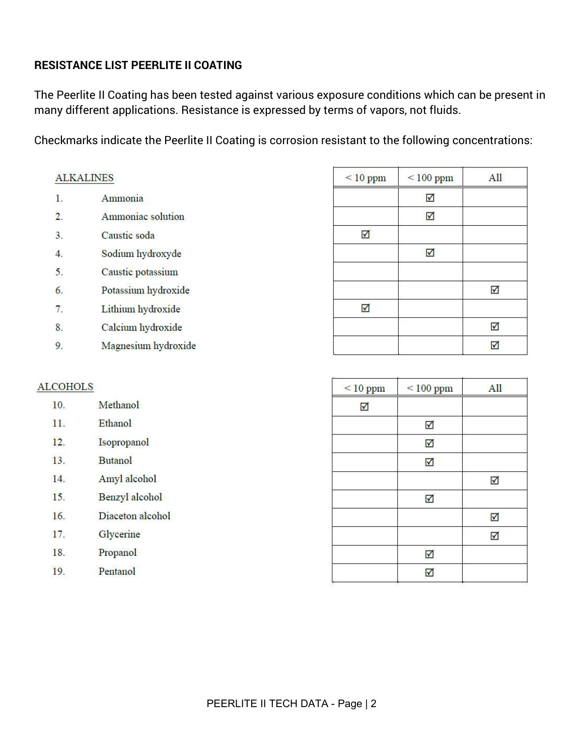**RESISTANCE LIST PEERLITE II COATING**

The Peerlite II Coating has been tested against various exposure conditions which can be present in many different applications. Resistance is expressed by terms of vapors, not fluids.

Checkmarks indicate the Peerlite II Coating is corrosion resistant to the following concentrations:

| ALKALINES | | < 10 ppm | < 100 ppm | All |
|---|---|---|---|---|
| 1. | Ammonia | | ☑ | |
| 2. | Ammoniac solution | | ☑ | |
| 3. | Caustic soda | ☑ | | |
| 4. | Sodium hydroxyde | | ☑ | |
| 5. | Caustic potassium | | | |
| 6. | Potassium hydroxide | | | ☑ |
| 7. | Lithium hydroxide | ☑ | | |
| 8. | Calcium hydroxide | | | ☑ |
| 9. | Magnesium hydroxide | | | ☑ |

| ALCOHOLS | | < 10 ppm | < 100 ppm | All |
|---|---|---|---|---|
| 10. | Methanol | ☑ | | |
| 11. | Ethanol | | ☑ | |
| 12. | Isopropanol | | ☑ | |
| 13. | Butanol | | ☑ | |
| 14. | Amyl alcohol | | | ☑ |
| 15. | Benzyl alcohol | | ☑ | |
| 16. | Diaceton alcohol | | | ☑ |
| 17. | Glycerine | | | ☑ |
| 18. | Propanol | | ☑ | |
| 19. | Pentanol | | ☑ | |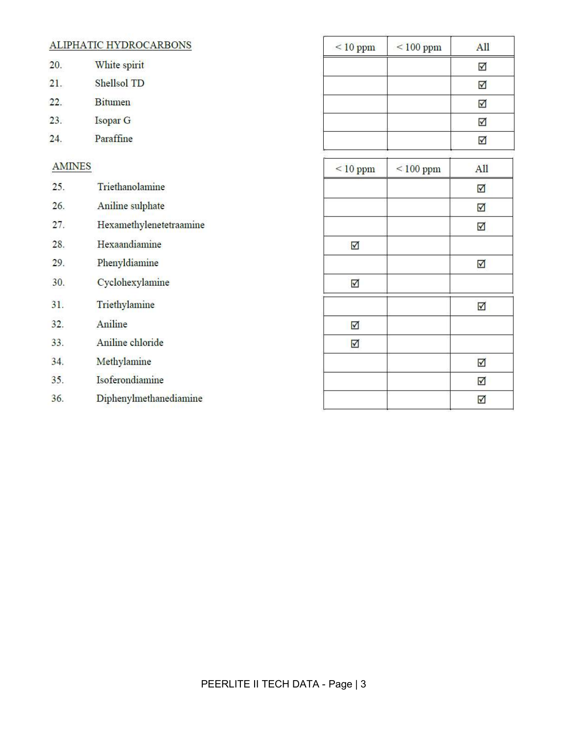| ALIPHATIC HYDROCARBONS | | < 10 ppm | < 100 ppm | All |
|---|---|---|---|---|
| 20. | White spirit | | | ☑ |
| 21. | Shellsol TD | | | ☑ |
| 22. | Bitumen | | | ☑ |
| 23. | Isopar G | | | ☑ |
| 24. | Paraffine | | | ☑ |

| AMINES | | < 10 ppm | < 100 ppm | All |
|---|---|---|---|---|
| 25. | Triethanolamine | | | ☑ |
| 26. | Aniline sulphate | | | ☑ |
| 27. | Hexamethylenetetraamine | | | ☑ |
| 28. | Hexaandiamine | ☑ | | |
| 29. | Phenyldiamine | | | ☑ |
| 30. | Cyclohexylamine | ☑ | | |
| 31. | Triethylamine | | | ☑ |
| 32. | Aniline | ☑ | | |
| 33. | Aniline chloride | ☑ | | |
| 34. | Methylamine | | | ☑ |
| 35. | Isoferondiamine | | | ☑ |
| 36. | Diphenylmethanediamine | | | ☑ |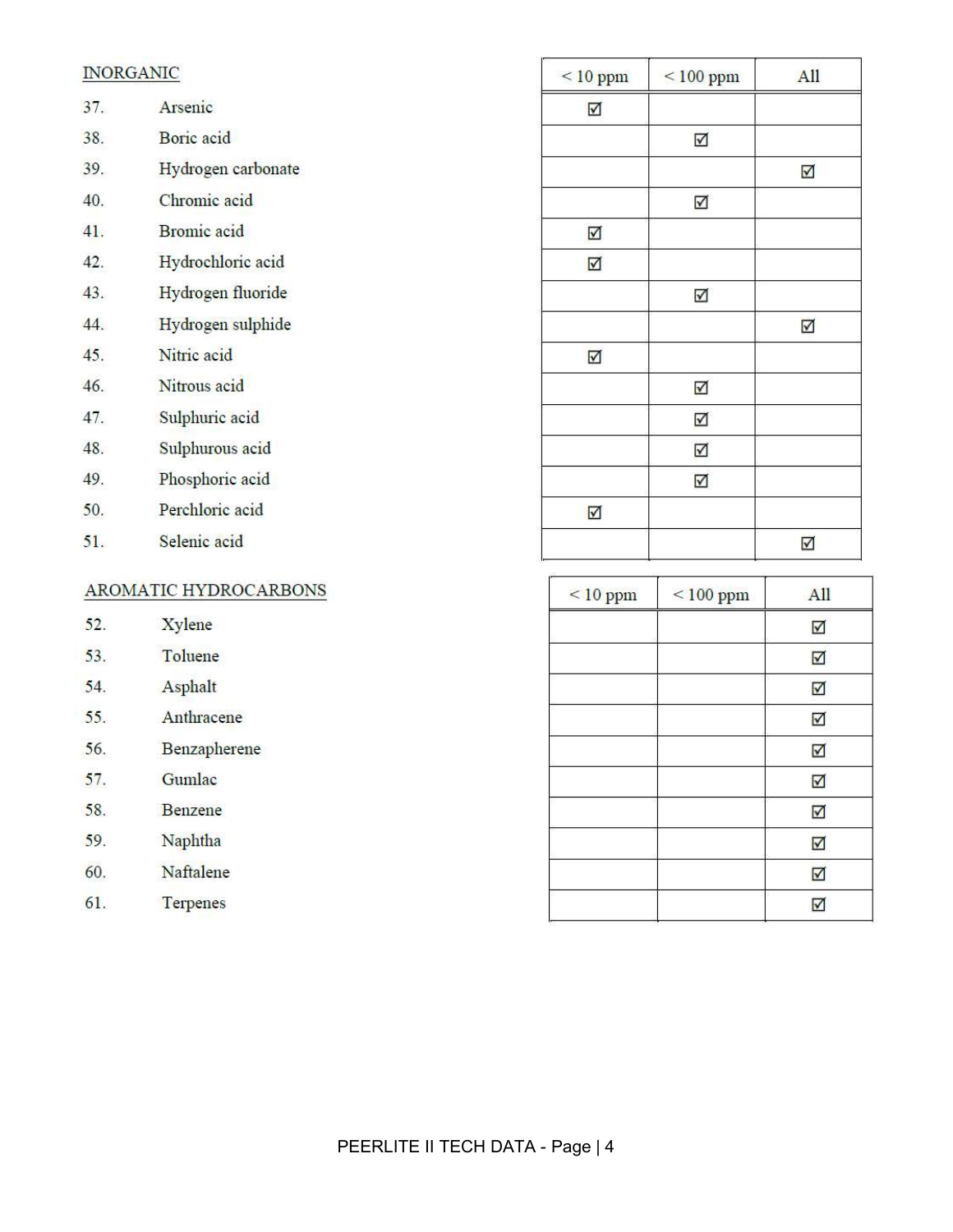## INORGANIC

| No. | Substance | < 10 ppm | < 100 ppm | All |
|---|---|---|---|---|
| 37. | Arsenic | ☑ | | |
| 38. | Boric acid | | ☑ | |
| 39. | Hydrogen carbonate | | | ☑ |
| 40. | Chromic acid | | ☑ | |
| 41. | Bromic acid | ☑ | | |
| 42. | Hydrochloric acid | ☑ | | |
| 43. | Hydrogen fluoride | | ☑ | |
| 44. | Hydrogen sulphide | | | ☑ |
| 45. | Nitric acid | ☑ | | |
| 46. | Nitrous acid | | ☑ | |
| 47. | Sulphuric acid | | ☑ | |
| 48. | Sulphurous acid | | ☑ | |
| 49. | Phosphoric acid | | ☑ | |
| 50. | Perchloric acid | ☑ | | |
| 51. | Selenic acid | | | ☑ |

## AROMATIC HYDROCARBONS

| No. | Substance | < 10 ppm | < 100 ppm | All |
|---|---|---|---|---|
| 52. | Xylene | | | ☑ |
| 53. | Toluene | | | ☑ |
| 54. | Asphalt | | | ☑ |
| 55. | Anthracene | | | ☑ |
| 56. | Benzapherene | | | ☑ |
| 57. | Gumlac | | | ☑ |
| 58. | Benzene | | | ☑ |
| 59. | Naphtha | | | ☑ |
| 60. | Naftalene | | | ☑ |
| 61. | Terpenes | | | ☑ |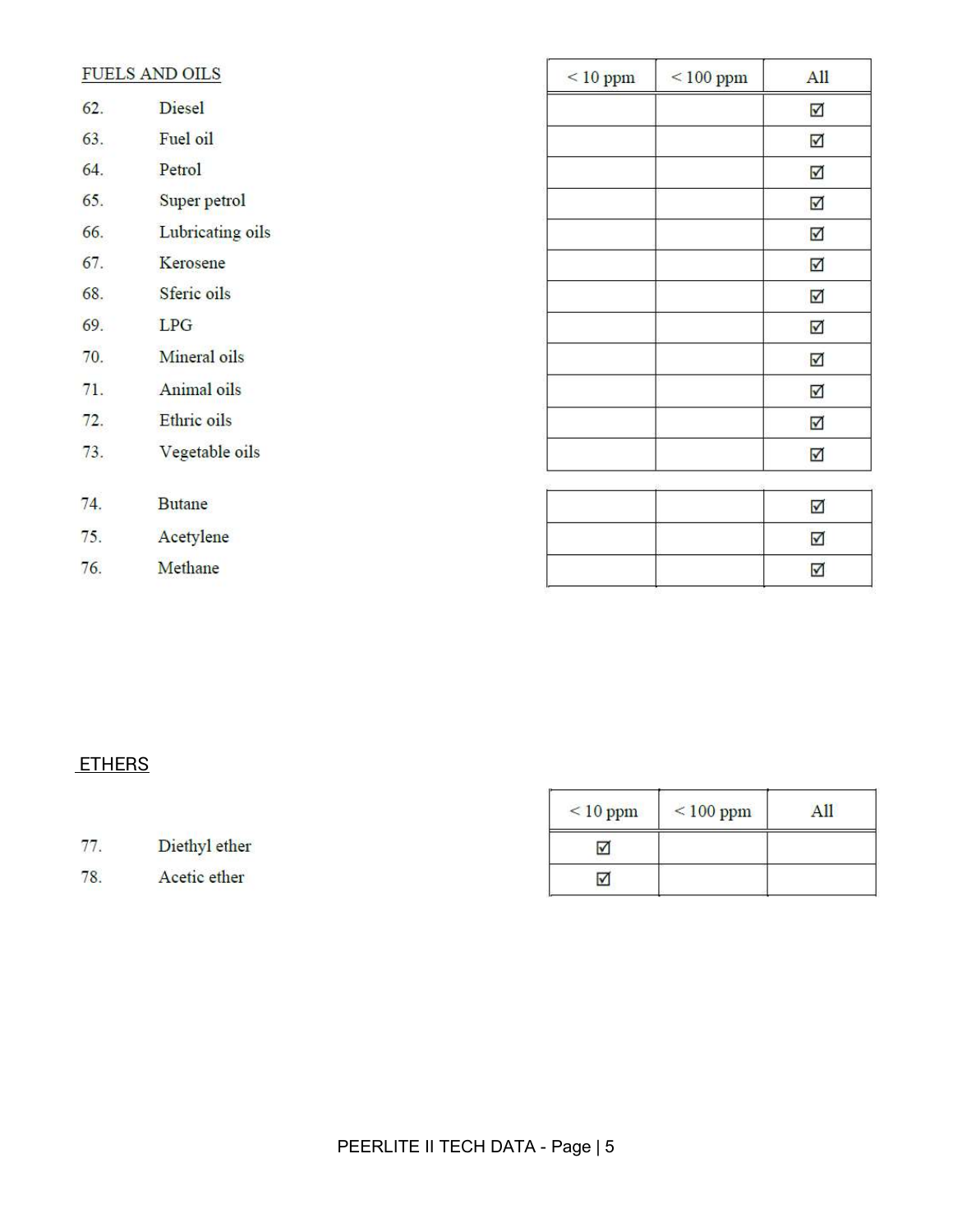## FUELS AND OILS

| No. | Substance | < 10 ppm | < 100 ppm | All |
|---|---|---|---|---|
| 62. | Diesel | | | ☑ |
| 63. | Fuel oil | | | ☑ |
| 64. | Petrol | | | ☑ |
| 65. | Super petrol | | | ☑ |
| 66. | Lubricating oils | | | ☑ |
| 67. | Kerosene | | | ☑ |
| 68. | Sferic oils | | | ☑ |
| 69. | LPG | | | ☑ |
| 70. | Mineral oils | | | ☑ |
| 71. | Animal oils | | | ☑ |
| 72. | Ethric oils | | | ☑ |
| 73. | Vegetable oils | | | ☑ |
| 74. | Butane | | | ☑ |
| 75. | Acetylene | | | ☑ |
| 76. | Methane | | | ☑ |

## ETHERS

| No. | Substance | < 10 ppm | < 100 ppm | All |
|---|---|---|---|---|
| 77. | Diethyl ether | ☑ | | |
| 78. | Acetic ether | ☑ | | |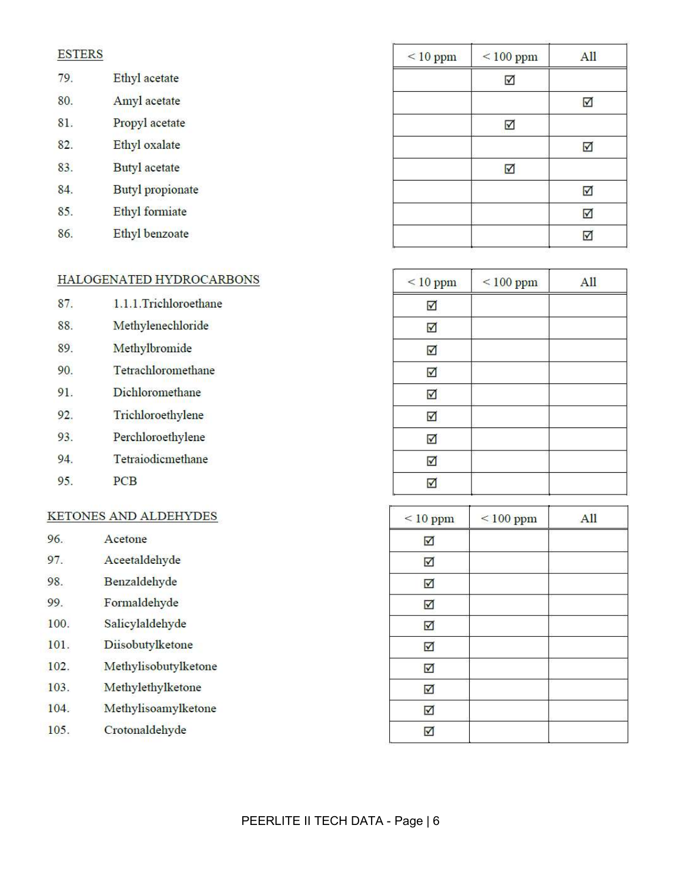**ESTERS**

| No. | Substance | < 10 ppm | < 100 ppm | All |
|---|---|---|---|---|
| 79. | Ethyl acetate | | ☑ | |
| 80. | Amyl acetate | | | ☑ |
| 81. | Propyl acetate | | ☑ | |
| 82. | Ethyl oxalate | | | ☑ |
| 83. | Butyl acetate | | ☑ | |
| 84. | Butyl propionate | | | ☑ |
| 85. | Ethyl formiate | | | ☑ |
| 86. | Ethyl benzoate | | | ☑ |

**HALOGENATED HYDROCARBONS**

| No. | Substance | < 10 ppm | < 100 ppm | All |
|---|---|---|---|---|
| 87. | 1.1.1.Trichloroethane | ☑ | | |
| 88. | Methylenechloride | ☑ | | |
| 89. | Methylbromide | ☑ | | |
| 90. | Tetrachloromethane | ☑ | | |
| 91. | Dichloromethane | ☑ | | |
| 92. | Trichloroethylene | ☑ | | |
| 93. | Perchloroethylene | ☑ | | |
| 94. | Tetraiodicmethane | ☑ | | |
| 95. | PCB | ☑ | | |

**KETONES AND ALDEHYDES**

| No. | Substance | < 10 ppm | < 100 ppm | All |
|---|---|---|---|---|
| 96. | Acetone | ☑ | | |
| 97. | Aceetaldehyde | ☑ | | |
| 98. | Benzaldehyde | ☑ | | |
| 99. | Formaldehyde | ☑ | | |
| 100. | Salicylaldehyde | ☑ | | |
| 101. | Diisobutylketone | ☑ | | |
| 102. | Methylisobutylketone | ☑ | | |
| 103. | Methylethylketone | ☑ | | |
| 104. | Methylisoamylketone | ☑ | | |
| 105. | Crotonaldehyde | ☑ | | |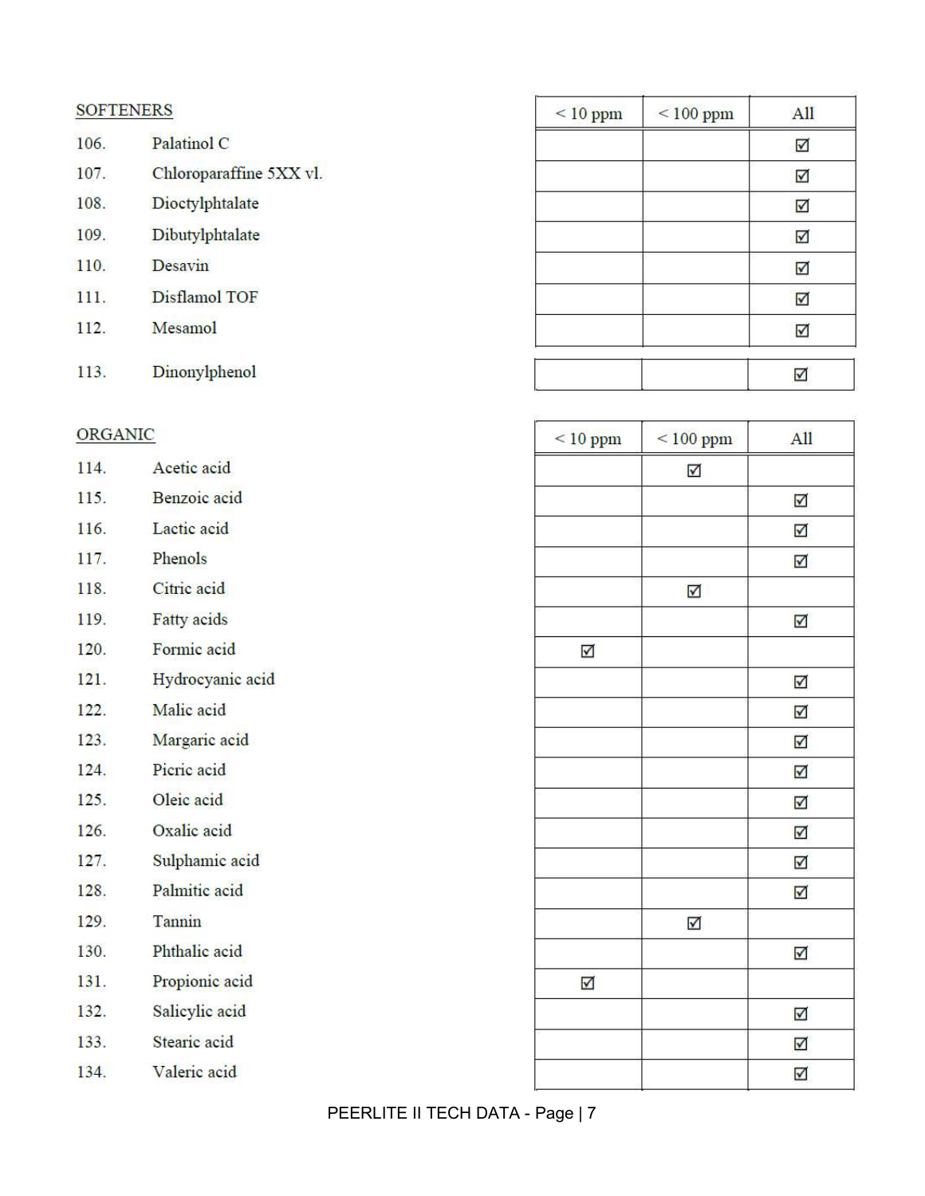## SOFTENERS

| No. | Substance | < 10 ppm | < 100 ppm | All |
|---|---|---|---|---|
| 106. | Palatinol C | | | ☑ |
| 107. | Chloroparaffine 5XX vl. | | | ☑ |
| 108. | Dioctylphtalate | | | ☑ |
| 109. | Dibutylphtalate | | | ☑ |
| 110. | Desavin | | | ☑ |
| 111. | Disflamol TOF | | | ☑ |
| 112. | Mesamol | | | ☑ |
| 113. | Dinonylphenol | | | ☑ |

## ORGANIC

| No. | Substance | < 10 ppm | < 100 ppm | All |
|---|---|---|---|---|
| 114. | Acetic acid | | ☑ | |
| 115. | Benzoic acid | | | ☑ |
| 116. | Lactic acid | | | ☑ |
| 117. | Phenols | | | ☑ |
| 118. | Citric acid | | ☑ | |
| 119. | Fatty acids | | | ☑ |
| 120. | Formic acid | ☑ | | |
| 121. | Hydrocyanic acid | | | ☑ |
| 122. | Malic acid | | | ☑ |
| 123. | Margaric acid | | | ☑ |
| 124. | Picric acid | | | ☑ |
| 125. | Oleic acid | | | ☑ |
| 126. | Oxalic acid | | | ☑ |
| 127. | Sulphamic acid | | | ☑ |
| 128. | Palmitic acid | | | ☑ |
| 129. | Tannin | | ☑ | |
| 130. | Phthalic acid | | | ☑ |
| 131. | Propionic acid | ☑ | | |
| 132. | Salicylic acid | | | ☑ |
| 133. | Stearic acid | | | ☑ |
| 134. | Valeric acid | | | ☑ |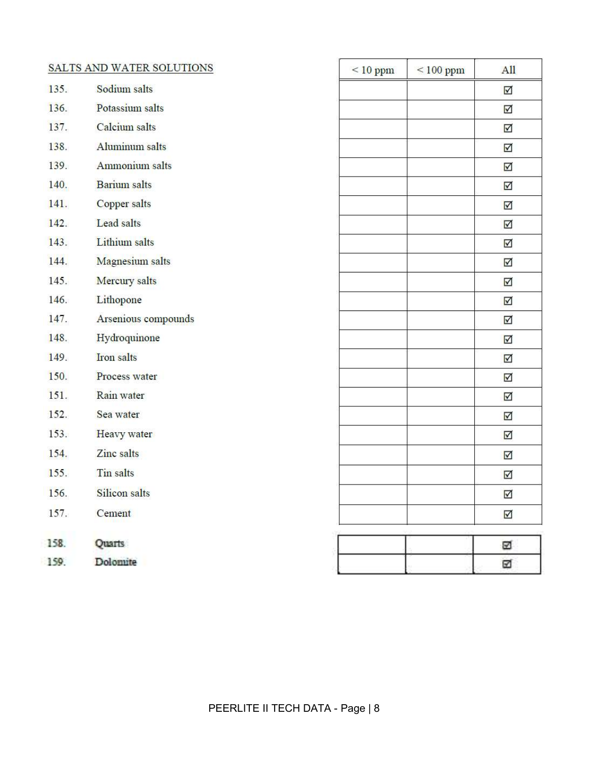| SALTS AND WATER SOLUTIONS | | < 10 ppm | < 100 ppm | All |
|---|---|---|---|---|
| 135. | Sodium salts | | | ☑ |
| 136. | Potassium salts | | | ☑ |
| 137. | Calcium salts | | | ☑ |
| 138. | Aluminum salts | | | ☑ |
| 139. | Ammonium salts | | | ☑ |
| 140. | Barium salts | | | ☑ |
| 141. | Copper salts | | | ☑ |
| 142. | Lead salts | | | ☑ |
| 143. | Lithium salts | | | ☑ |
| 144. | Magnesium salts | | | ☑ |
| 145. | Mercury salts | | | ☑ |
| 146. | Lithopone | | | ☑ |
| 147. | Arsenious compounds | | | ☑ |
| 148. | Hydroquinone | | | ☑ |
| 149. | Iron salts | | | ☑ |
| 150. | Process water | | | ☑ |
| 151. | Rain water | | | ☑ |
| 152. | Sea water | | | ☑ |
| 153. | Heavy water | | | ☑ |
| 154. | Zinc salts | | | ☑ |
| 155. | Tin salts | | | ☑ |
| 156. | Silicon salts | | | ☑ |
| 157. | Cement | | | ☑ |
| 158. | Quarts | | | ☑ |
| 159. | Dolomite | | | ☑ |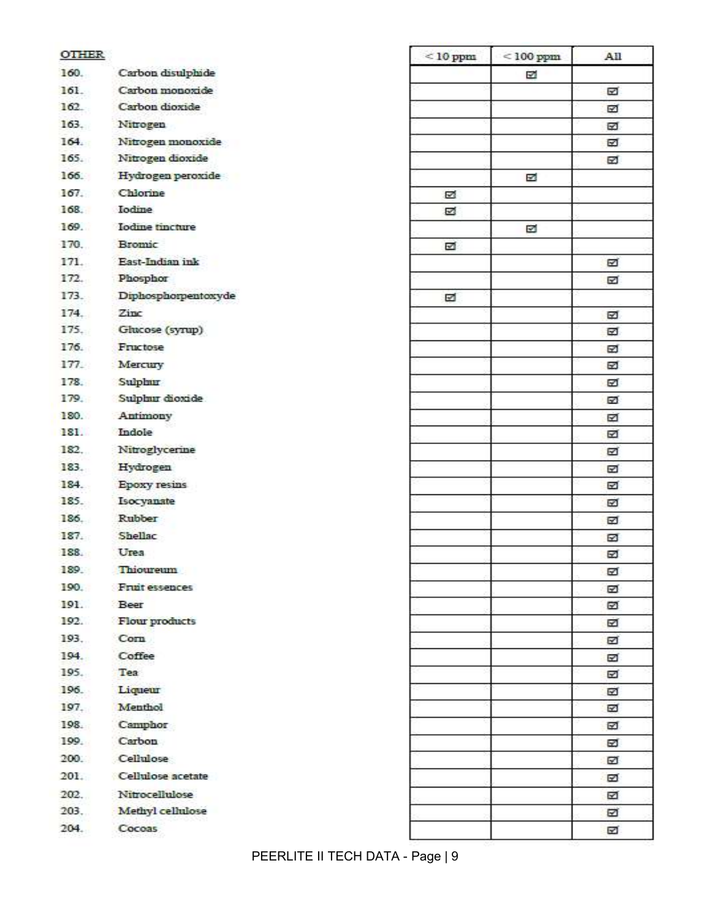**OTHER**

| | | < 10 ppm | < 100 ppm | All |
|---|---|---|---|---|
| 160. | Carbon disulphide | | ☑ | |
| 161. | Carbon monoxide | | | ☑ |
| 162. | Carbon dioxide | | | ☑ |
| 163. | Nitrogen | | | ☑ |
| 164. | Nitrogen monoxide | | | ☑ |
| 165. | Nitrogen dioxide | | | ☑ |
| 166. | Hydrogen peroxide | | ☑ | |
| 167. | Chlorine | ☑ | | |
| 168. | Iodine | ☑ | | |
| 169. | Iodine tincture | | ☑ | |
| 170. | Bromic | ☑ | | |
| 171. | East-Indian ink | | | ☑ |
| 172. | Phosphor | | | ☑ |
| 173. | Diphosphorpentoxyde | ☑ | | |
| 174. | Zinc | | | ☑ |
| 175. | Glucose (syrup) | | | ☑ |
| 176. | Fructose | | | ☑ |
| 177. | Mercury | | | ☑ |
| 178. | Sulphur | | | ☑ |
| 179. | Sulphur dioxide | | | ☑ |
| 180. | Antimony | | | ☑ |
| 181. | Indole | | | ☑ |
| 182. | Nitroglycerine | | | ☑ |
| 183. | Hydrogen | | | ☑ |
| 184. | Epoxy resins | | | ☑ |
| 185. | Isocyanate | | | ☑ |
| 186. | Rubber | | | ☑ |
| 187. | Shellac | | | ☑ |
| 188. | Urea | | | ☑ |
| 189. | Thioureum | | | ☑ |
| 190. | Fruit essences | | | ☑ |
| 191. | Beer | | | ☑ |
| 192. | Flour products | | | ☑ |
| 193. | Corn | | | ☑ |
| 194. | Coffee | | | ☑ |
| 195. | Tea | | | ☑ |
| 196. | Liqueur | | | ☑ |
| 197. | Menthol | | | ☑ |
| 198. | Camphor | | | ☑ |
| 199. | Carbon | | | ☑ |
| 200. | Cellulose | | | ☑ |
| 201. | Cellulose acetate | | | ☑ |
| 202. | Nitrocellulose | | | ☑ |
| 203. | Methyl cellulose | | | ☑ |
| 204. | Cocoas | | | ☑ |